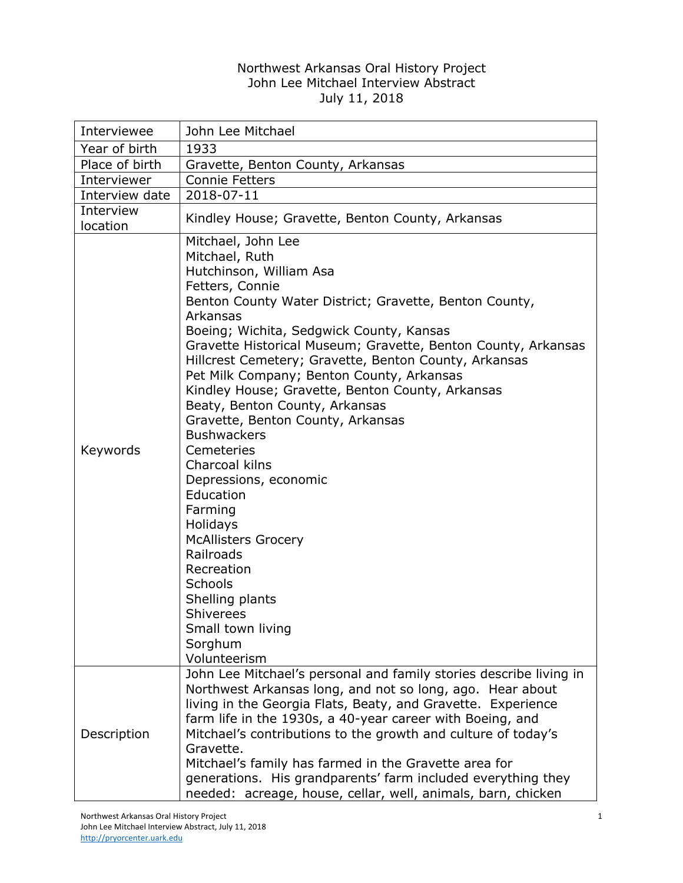Northwest Arkansas Oral History Project
John Lee Mitchael Interview Abstract
July 11, 2018

| | |
|---|---|
| Interviewee | John Lee Mitchael |
| Year of birth | 1933 |
| Place of birth | Gravette, Benton County, Arkansas |
| Interviewer | Connie Fetters |
| Interview date | 2018-07-11 |
| Interview location | Kindley House; Gravette, Benton County, Arkansas |
| Keywords | Mitchael, John Lee<br>Mitchael, Ruth<br>Hutchinson, William Asa<br>Fetters, Connie<br>Benton County Water District; Gravette, Benton County, Arkansas<br>Boeing; Wichita, Sedgwick County, Kansas<br>Gravette Historical Museum; Gravette, Benton County, Arkansas<br>Hillcrest Cemetery; Gravette, Benton County, Arkansas<br>Pet Milk Company; Benton County, Arkansas<br>Kindley House; Gravette, Benton County, Arkansas<br>Beaty, Benton County, Arkansas<br>Gravette, Benton County, Arkansas<br>Bushwackers<br>Cemeteries<br>Charcoal kilns<br>Depressions, economic<br>Education<br>Farming<br>Holidays<br>McAllisters Grocery<br>Railroads<br>Recreation<br>Schools<br>Shelling plants<br>Shiverees<br>Small town living<br>Sorghum<br>Volunteerism |
| Description | John Lee Mitchael's personal and family stories describe living in Northwest Arkansas long, and not so long, ago. Hear about living in the Georgia Flats, Beaty, and Gravette. Experience farm life in the 1930s, a 40-year career with Boeing, and Mitchael's contributions to the growth and culture of today's Gravette.<br>Mitchael's family has farmed in the Gravette area for generations. His grandparents' farm included everything they needed: acreage, house, cellar, well, animals, barn, chicken |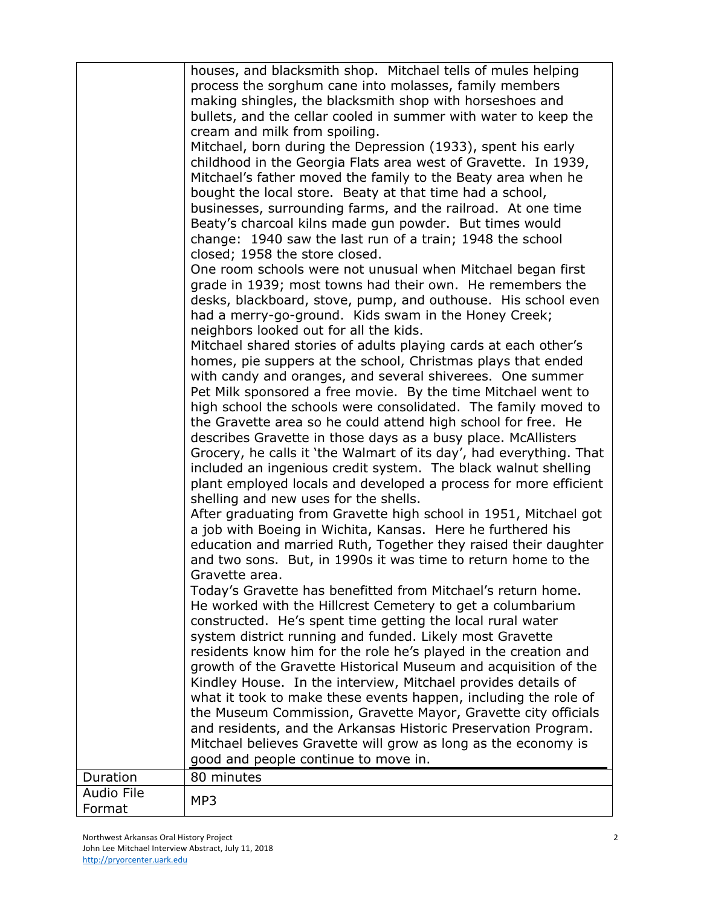| | |
|---|---|
| | houses, and blacksmith shop. Mitchael tells of mules helping process the sorghum cane into molasses, family members making shingles, the blacksmith shop with horseshoes and bullets, and the cellar cooled in summer with water to keep the cream and milk from spoiling.<br>Mitchael, born during the Depression (1933), spent his early childhood in the Georgia Flats area west of Gravette. In 1939, Mitchael's father moved the family to the Beaty area when he bought the local store. Beaty at that time had a school, businesses, surrounding farms, and the railroad. At one time Beaty's charcoal kilns made gun powder. But times would change: 1940 saw the last run of a train; 1948 the school closed; 1958 the store closed.<br>One room schools were not unusual when Mitchael began first grade in 1939; most towns had their own. He remembers the desks, blackboard, stove, pump, and outhouse. His school even had a merry-go-ground. Kids swam in the Honey Creek; neighbors looked out for all the kids.<br>Mitchael shared stories of adults playing cards at each other's homes, pie suppers at the school, Christmas plays that ended with candy and oranges, and several shiverees. One summer Pet Milk sponsored a free movie. By the time Mitchael went to high school the schools were consolidated. The family moved to the Gravette area so he could attend high school for free. He describes Gravette in those days as a busy place. McAllisters Grocery, he calls it 'the Walmart of its day', had everything. That included an ingenious credit system. The black walnut shelling plant employed locals and developed a process for more efficient shelling and new uses for the shells.<br>After graduating from Gravette high school in 1951, Mitchael got a job with Boeing in Wichita, Kansas. Here he furthered his education and married Ruth, Together they raised their daughter and two sons. But, in 1990s it was time to return home to the Gravette area.<br>Today's Gravette has benefitted from Mitchael's return home. He worked with the Hillcrest Cemetery to get a columbarium constructed. He's spent time getting the local rural water system district running and funded. Likely most Gravette residents know him for the role he's played in the creation and growth of the Gravette Historical Museum and acquisition of the Kindley House. In the interview, Mitchael provides details of what it took to make these events happen, including the role of the Museum Commission, Gravette Mayor, Gravette city officials and residents, and the Arkansas Historic Preservation Program. Mitchael believes Gravette will grow as long as the economy is good and people continue to move in. |
| Duration | 80 minutes |
| Audio File Format | MP3 |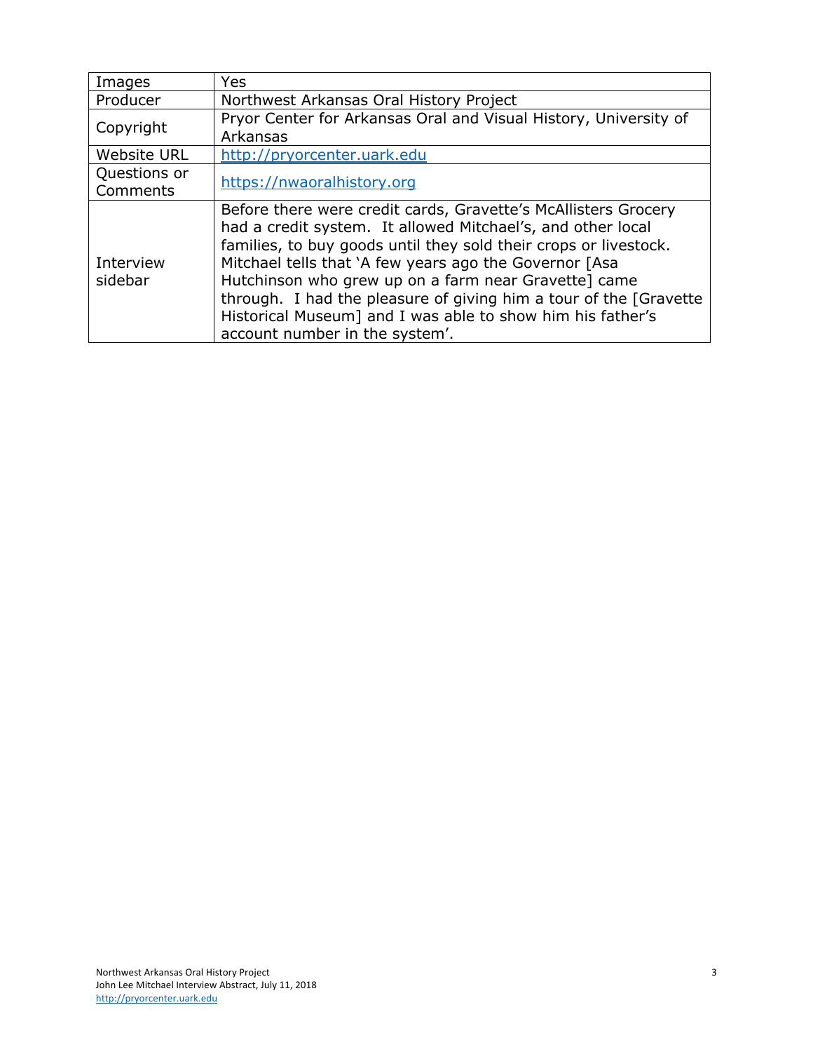| | |
|---|---|
| Images | Yes |
| Producer | Northwest Arkansas Oral History Project |
| Copyright | Pryor Center for Arkansas Oral and Visual History, University of Arkansas |
| Website URL | [http://pryorcenter.uark.edu](http://pryorcenter.uark.edu) |
| Questions or Comments | [https://nwaoralhistory.org](https://nwaoralhistory.org) |
| Interview sidebar | Before there were credit cards, Gravette's McAllisters Grocery had a credit system. It allowed Mitchael's, and other local families, to buy goods until they sold their crops or livestock. Mitchael tells that 'A few years ago the Governor [Asa Hutchinson who grew up on a farm near Gravette] came through. I had the pleasure of giving him a tour of the [Gravette Historical Museum] and I was able to show him his father's account number in the system'. |